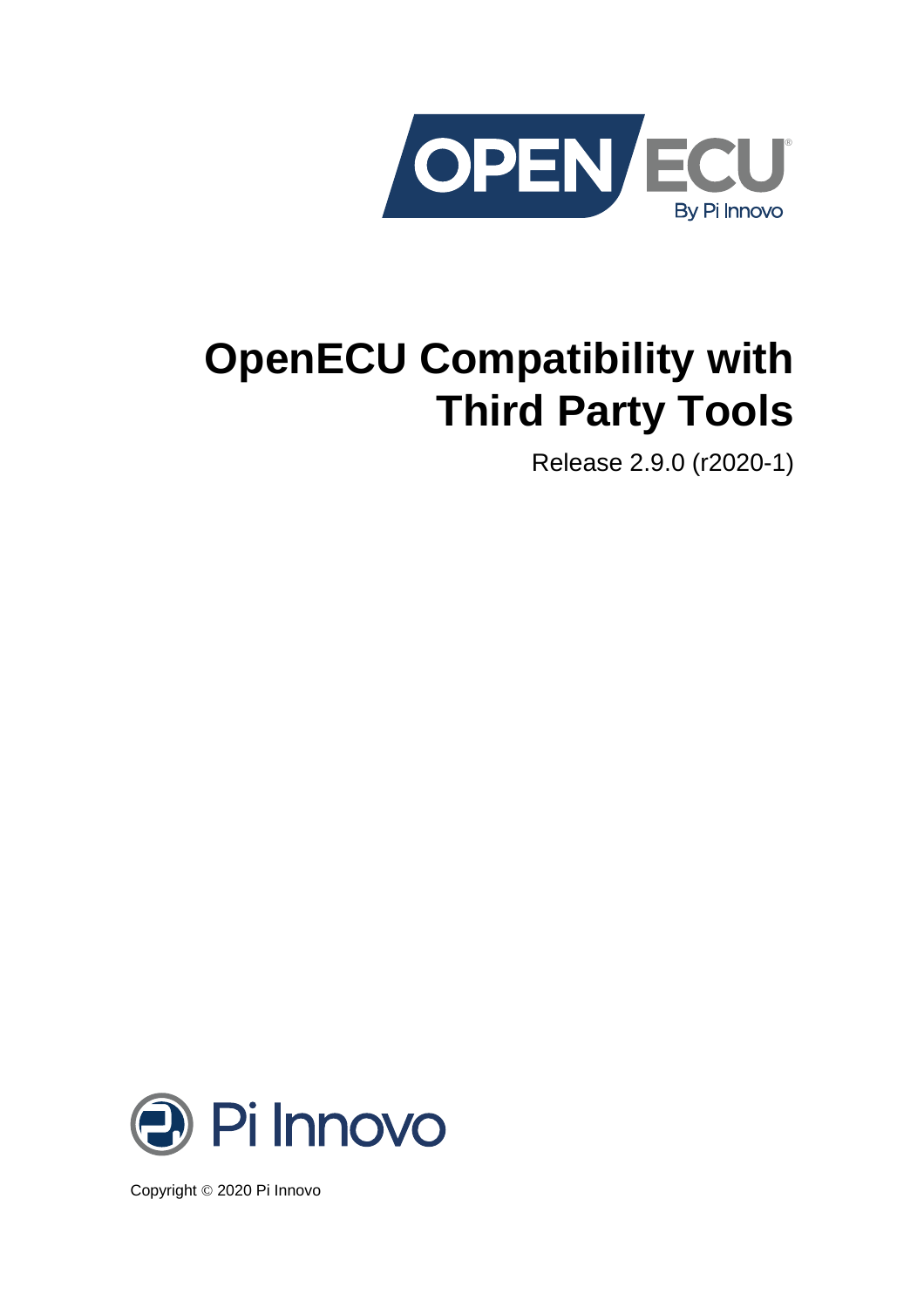# OpenECU Compatibility with Third Party Tools

Release 2.9.0 (r2020-1)

Copyright © 2020 Pi Innovo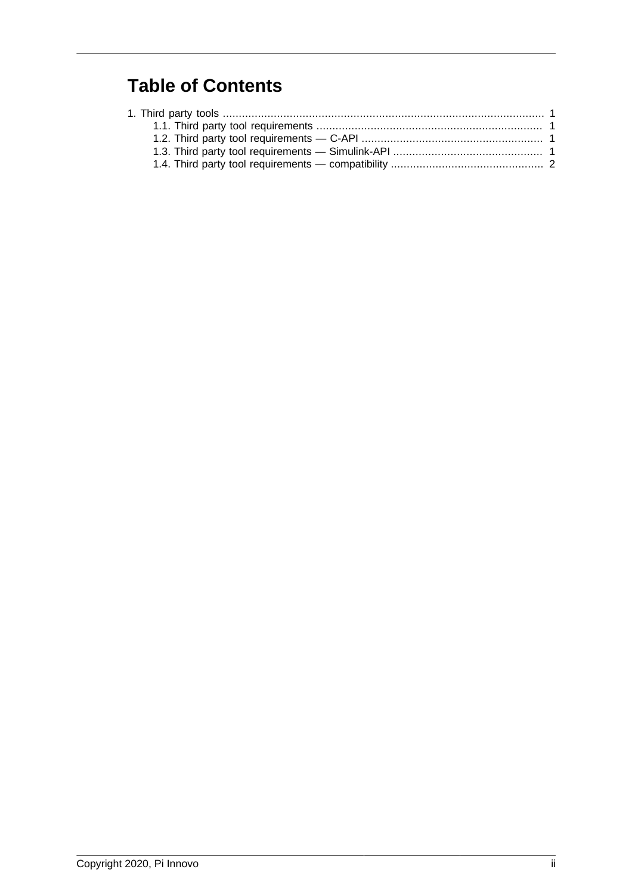# Table of Contents

1. Third party tools ..................................................................................................... 1
   - 1.1. Third party tool requirements ....................................................................... 1
   - 1.2. Third party tool requirements — C-API ......................................................... 1
   - 1.3. Third party tool requirements — Simulink-API ............................................... 1
   - 1.4. Third party tool requirements — compatibility ................................................ 2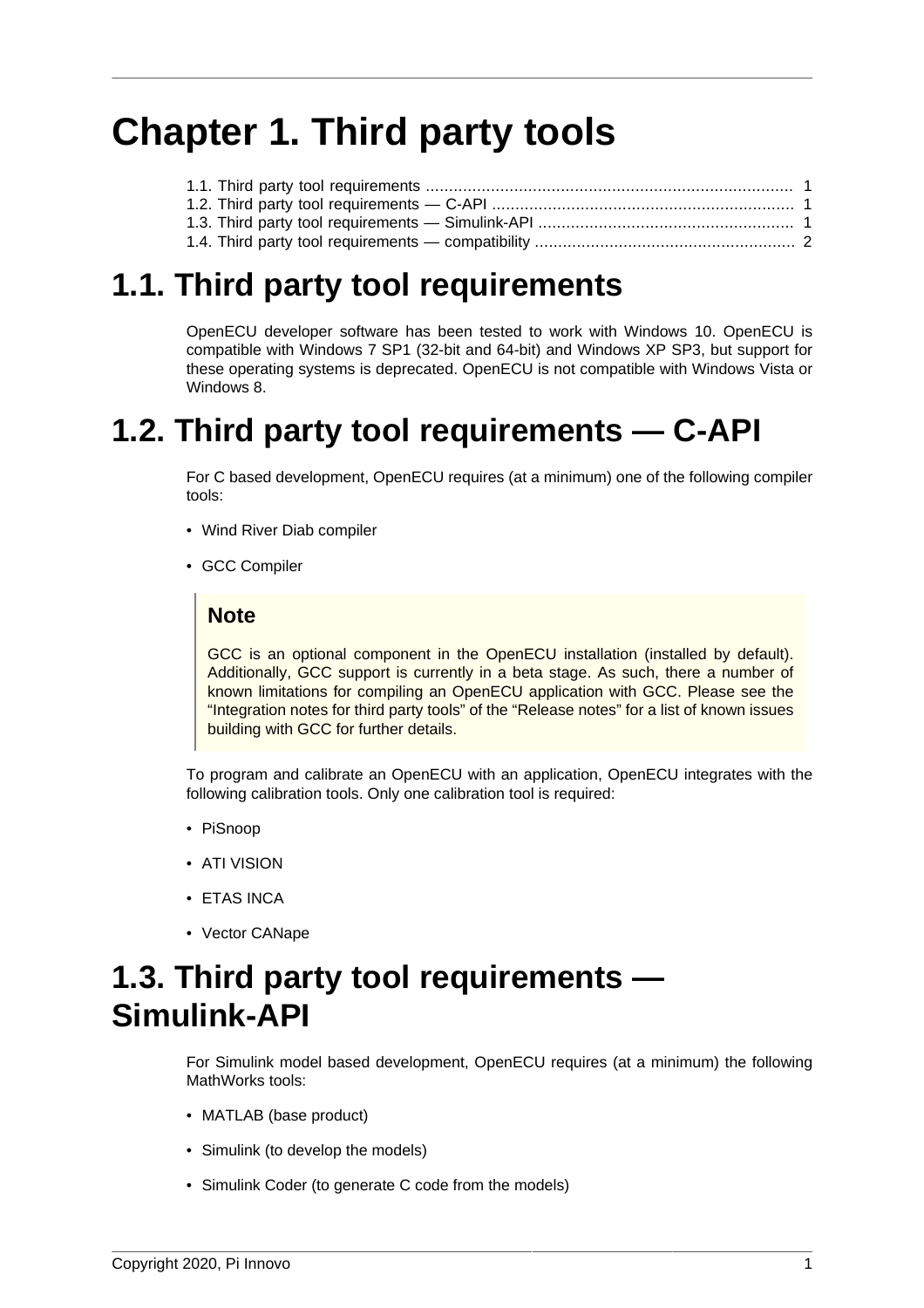# Chapter 1. Third party tools

1.1. Third party tool requirements ..... 1
1.2. Third party tool requirements — C-API ..... 1
1.3. Third party tool requirements — Simulink-API ..... 1
1.4. Third party tool requirements — compatibility ..... 2

## 1.1. Third party tool requirements

OpenECU developer software has been tested to work with Windows 10. OpenECU is compatible with Windows 7 SP1 (32-bit and 64-bit) and Windows XP SP3, but support for these operating systems is deprecated. OpenECU is not compatible with Windows Vista or Windows 8.

## 1.2. Third party tool requirements — C-API

For C based development, OpenECU requires (at a minimum) one of the following compiler tools:

- Wind River Diab compiler
- GCC Compiler

> **Note**
>
> GCC is an optional component in the OpenECU installation (installed by default). Additionally, GCC support is currently in a beta stage. As such, there a number of known limitations for compiling an OpenECU application with GCC. Please see the "Integration notes for third party tools" of the "Release notes" for a list of known issues building with GCC for further details.

To program and calibrate an OpenECU with an application, OpenECU integrates with the following calibration tools. Only one calibration tool is required:

- PiSnoop
- ATI VISION
- ETAS INCA
- Vector CANape

## 1.3. Third party tool requirements — Simulink-API

For Simulink model based development, OpenECU requires (at a minimum) the following MathWorks tools:

- MATLAB (base product)
- Simulink (to develop the models)
- Simulink Coder (to generate C code from the models)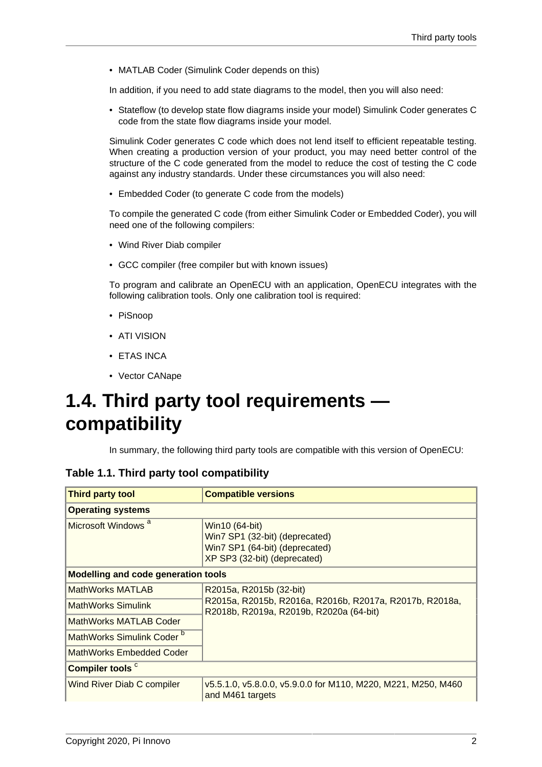- MATLAB Coder (Simulink Coder depends on this)

In addition, if you need to add state diagrams to the model, then you will also need:

- Stateflow (to develop state flow diagrams inside your model) Simulink Coder generates C code from the state flow diagrams inside your model.

Simulink Coder generates C code which does not lend itself to efficient repeatable testing. When creating a production version of your product, you may need better control of the structure of the C code generated from the model to reduce the cost of testing the C code against any industry standards. Under these circumstances you will also need:

- Embedded Coder (to generate C code from the models)

To compile the generated C code (from either Simulink Coder or Embedded Coder), you will need one of the following compilers:

- Wind River Diab compiler
- GCC compiler (free compiler but with known issues)

To program and calibrate an OpenECU with an application, OpenECU integrates with the following calibration tools. Only one calibration tool is required:

- PiSnoop
- ATI VISION
- ETAS INCA
- Vector CANape

# 1.4. Third party tool requirements — compatibility

In summary, the following third party tools are compatible with this version of OpenECU:

### Table 1.1. Third party tool compatibility

| Third party tool | Compatible versions |
|---|---|
| **Operating systems** | |
| Microsoft Windows [a] | Win10 (64-bit)<br>Win7 SP1 (32-bit) (deprecated)<br>Win7 SP1 (64-bit) (deprecated)<br>XP SP3 (32-bit) (deprecated) |
| **Modelling and code generation tools** | |
| MathWorks MATLAB | R2015a, R2015b (32-bit)<br>R2015a, R2015b, R2016a, R2016b, R2017a, R2017b, R2018a, R2018b, R2019a, R2019b, R2020a (64-bit) |
| MathWorks Simulink | |
| MathWorks MATLAB Coder | |
| MathWorks Simulink Coder [b] | |
| MathWorks Embedded Coder | |
| **Compiler tools** [c] | |
| Wind River Diab C compiler | v5.5.1.0, v5.8.0.0, v5.9.0.0 for M110, M220, M221, M250, M460 and M461 targets |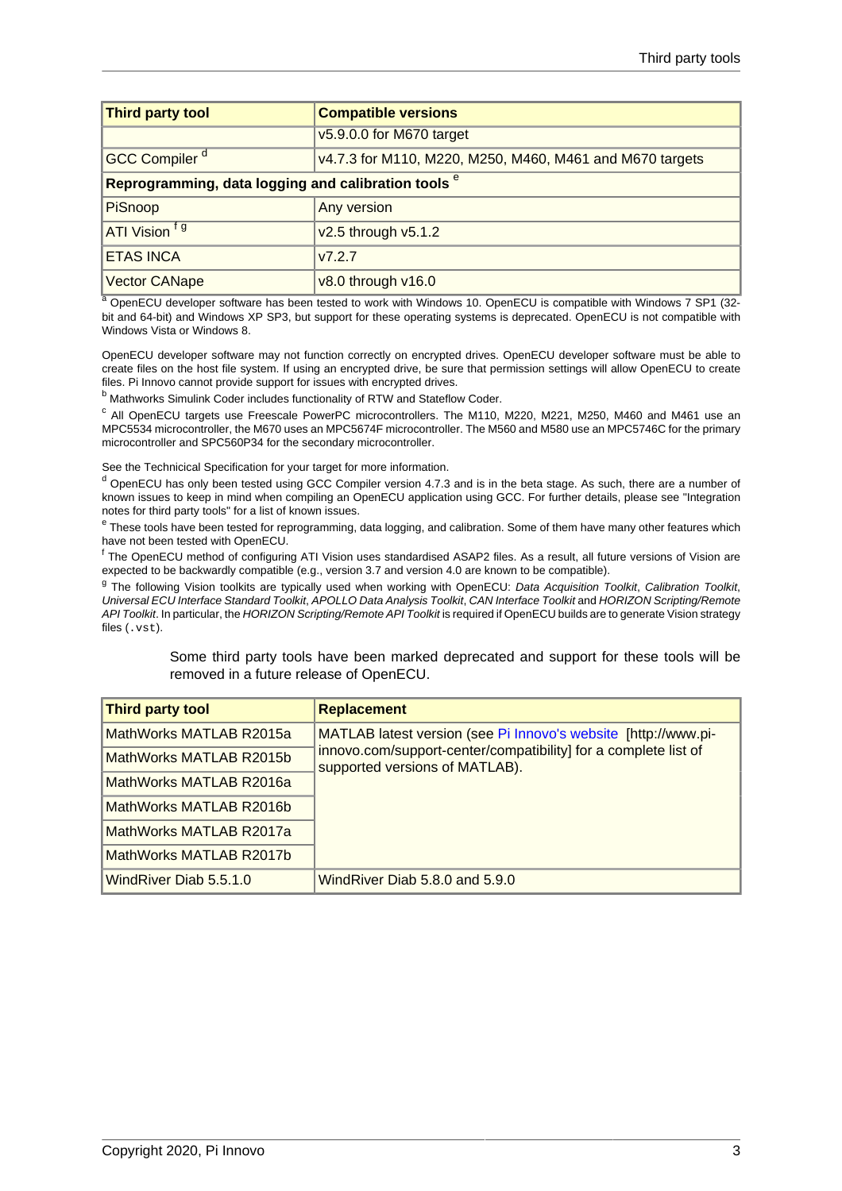| Third party tool | Compatible versions |
| --- | --- |
| | v5.9.0.0 for M670 target |
| GCC Compiler [d] | v4.7.3 for M110, M220, M250, M460, M461 and M670 targets |
| **Reprogramming, data logging and calibration tools [e]** | |
| PiSnoop | Any version |
| ATI Vision [f g] | v2.5 through v5.1.2 |
| ETAS INCA | v7.2.7 |
| Vector CANape | v8.0 through v16.0 |

[a] OpenECU developer software has been tested to work with Windows 10. OpenECU is compatible with Windows 7 SP1 (32-bit and 64-bit) and Windows XP SP3, but support for these operating systems is deprecated. OpenECU is not compatible with Windows Vista or Windows 8.

OpenECU developer software may not function correctly on encrypted drives. OpenECU developer software must be able to create files on the host file system. If using an encrypted drive, be sure that permission settings will allow OpenECU to create files. Pi Innovo cannot provide support for issues with encrypted drives.

[b] Mathworks Simulink Coder includes functionality of RTW and Stateflow Coder.

[c] All OpenECU targets use Freescale PowerPC microcontrollers. The M110, M220, M221, M250, M460 and M461 use an MPC5534 microcontroller, the M670 uses an MPC5674F microcontroller. The M560 and M580 use an MPC5746C for the primary microcontroller and SPC560P34 for the secondary microcontroller.

See the Technicical Specification for your target for more information.

[d] OpenECU has only been tested using GCC Compiler version 4.7.3 and is in the beta stage. As such, there are a number of known issues to keep in mind when compiling an OpenECU application using GCC. For further details, please see "Integration notes for third party tools" for a list of known issues.

[e] These tools have been tested for reprogramming, data logging, and calibration. Some of them have many other features which have not been tested with OpenECU.

[f] The OpenECU method of configuring ATI Vision uses standardised ASAP2 files. As a result, all future versions of Vision are expected to be backwardly compatible (e.g., version 3.7 and version 4.0 are known to be compatible).

[g] The following Vision toolkits are typically used when working with OpenECU: *Data Acquisition Toolkit*, *Calibration Toolkit*, *Universal ECU Interface Standard Toolkit*, *APOLLO Data Analysis Toolkit*, *CAN Interface Toolkit* and *HORIZON Scripting/Remote API Toolkit*. In particular, the *HORIZON Scripting/Remote API Toolkit* is required if OpenECU builds are to generate Vision strategy files (`.vst`).

Some third party tools have been marked deprecated and support for these tools will be removed in a future release of OpenECU.

| Third party tool | Replacement |
| --- | --- |
| MathWorks MATLAB R2015a | MATLAB latest version (see Pi Innovo's website [http://www.pi-innovo.com/support-center/compatibility] for a complete list of supported versions of MATLAB). |
| MathWorks MATLAB R2015b | |
| MathWorks MATLAB R2016a | |
| MathWorks MATLAB R2016b | |
| MathWorks MATLAB R2017a | |
| MathWorks MATLAB R2017b | |
| WindRiver Diab 5.5.1.0 | WindRiver Diab 5.8.0 and 5.9.0 |